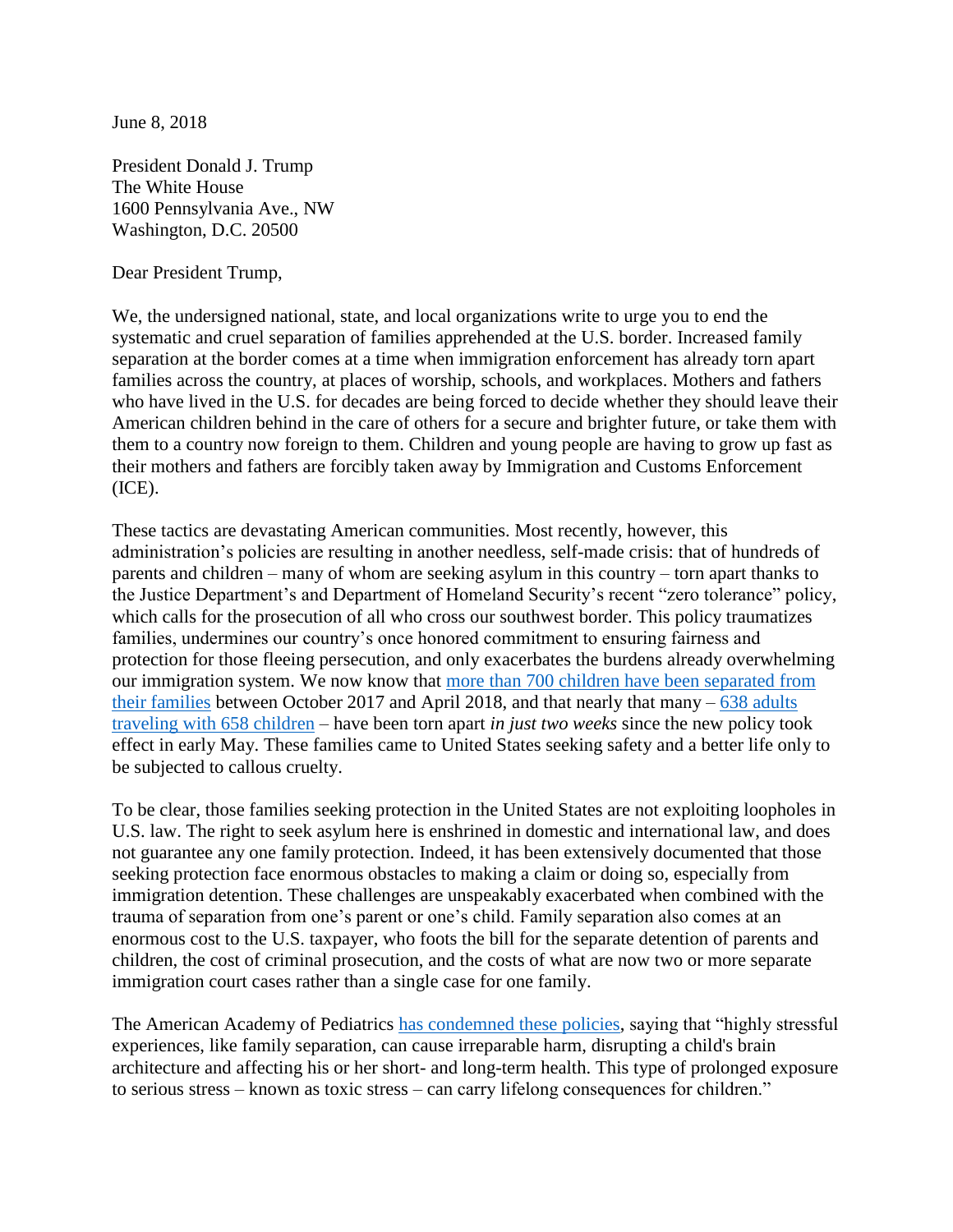June 8, 2018

President Donald J. Trump
The White House
1600 Pennsylvania Ave., NW
Washington, D.C. 20500

Dear President Trump,

We, the undersigned national, state, and local organizations write to urge you to end the systematic and cruel separation of families apprehended at the U.S. border. Increased family separation at the border comes at a time when immigration enforcement has already torn apart families across the country, at places of worship, schools, and workplaces. Mothers and fathers who have lived in the U.S. for decades are being forced to decide whether they should leave their American children behind in the care of others for a secure and brighter future, or take them with them to a country now foreign to them. Children and young people are having to grow up fast as their mothers and fathers are forcibly taken away by Immigration and Customs Enforcement (ICE).

These tactics are devastating American communities. Most recently, however, this administration's policies are resulting in another needless, self-made crisis: that of hundreds of parents and children – many of whom are seeking asylum in this country – torn apart thanks to the Justice Department's and Department of Homeland Security's recent "zero tolerance" policy, which calls for the prosecution of all who cross our southwest border. This policy traumatizes families, undermines our country's once honored commitment to ensuring fairness and protection for those fleeing persecution, and only exacerbates the burdens already overwhelming our immigration system. We now know that more than 700 children have been separated from their families between October 2017 and April 2018, and that nearly that many – 638 adults traveling with 658 children – have been torn apart *in just two weeks* since the new policy took effect in early May. These families came to United States seeking safety and a better life only to be subjected to callous cruelty.

To be clear, those families seeking protection in the United States are not exploiting loopholes in U.S. law. The right to seek asylum here is enshrined in domestic and international law, and does not guarantee any one family protection. Indeed, it has been extensively documented that those seeking protection face enormous obstacles to making a claim or doing so, especially from immigration detention. These challenges are unspeakably exacerbated when combined with the trauma of separation from one's parent or one's child. Family separation also comes at an enormous cost to the U.S. taxpayer, who foots the bill for the separate detention of parents and children, the cost of criminal prosecution, and the costs of what are now two or more separate immigration court cases rather than a single case for one family.

The American Academy of Pediatrics has condemned these policies, saying that "highly stressful experiences, like family separation, can cause irreparable harm, disrupting a child's brain architecture and affecting his or her short- and long-term health. This type of prolonged exposure to serious stress – known as toxic stress – can carry lifelong consequences for children."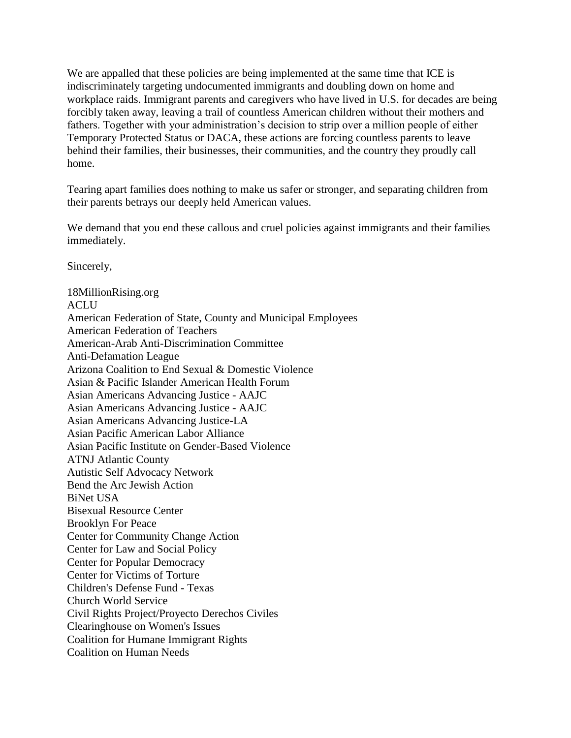We are appalled that these policies are being implemented at the same time that ICE is indiscriminately targeting undocumented immigrants and doubling down on home and workplace raids. Immigrant parents and caregivers who have lived in U.S. for decades are being forcibly taken away, leaving a trail of countless American children without their mothers and fathers. Together with your administration's decision to strip over a million people of either Temporary Protected Status or DACA, these actions are forcing countless parents to leave behind their families, their businesses, their communities, and the country they proudly call home.

Tearing apart families does nothing to make us safer or stronger, and separating children from their parents betrays our deeply held American values.

We demand that you end these callous and cruel policies against immigrants and their families immediately.

Sincerely,

18MillionRising.org
ACLU
American Federation of State, County and Municipal Employees
American Federation of Teachers
American-Arab Anti-Discrimination Committee
Anti-Defamation League
Arizona Coalition to End Sexual & Domestic Violence
Asian & Pacific Islander American Health Forum
Asian Americans Advancing Justice - AAJC
Asian Americans Advancing Justice - AAJC
Asian Americans Advancing Justice-LA
Asian Pacific American Labor Alliance
Asian Pacific Institute on Gender-Based Violence
ATNJ Atlantic County
Autistic Self Advocacy Network
Bend the Arc Jewish Action
BiNet USA
Bisexual Resource Center
Brooklyn For Peace
Center for Community Change Action
Center for Law and Social Policy
Center for Popular Democracy
Center for Victims of Torture
Children's Defense Fund - Texas
Church World Service
Civil Rights Project/Proyecto Derechos Civiles
Clearinghouse on Women's Issues
Coalition for Humane Immigrant Rights
Coalition on Human Needs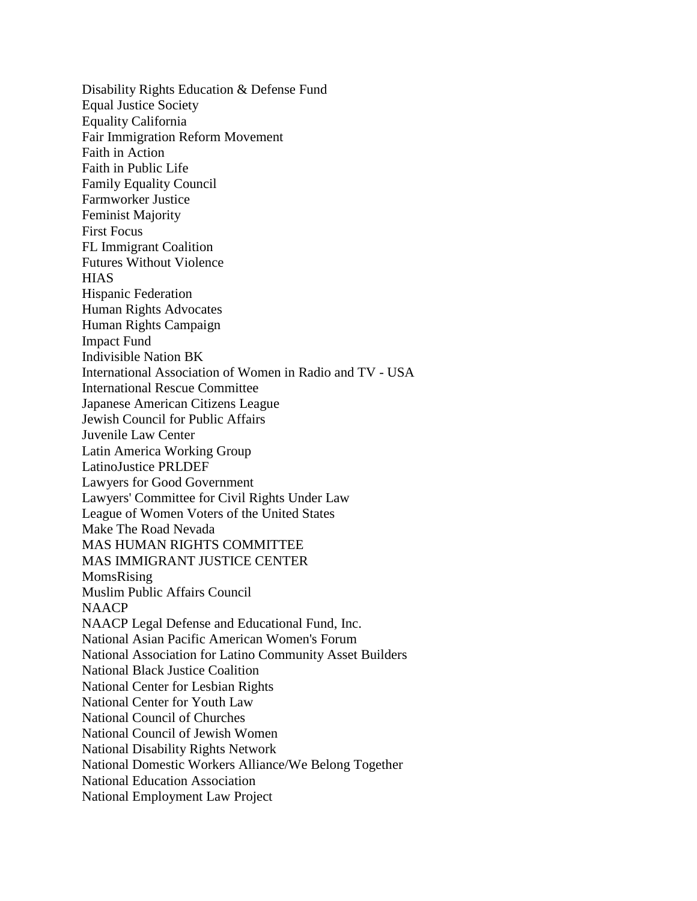Disability Rights Education & Defense Fund
Equal Justice Society
Equality California
Fair Immigration Reform Movement
Faith in Action
Faith in Public Life
Family Equality Council
Farmworker Justice
Feminist Majority
First Focus
FL Immigrant Coalition
Futures Without Violence
HIAS
Hispanic Federation
Human Rights Advocates
Human Rights Campaign
Impact Fund
Indivisible Nation BK
International Association of Women in Radio and TV - USA
International Rescue Committee
Japanese American Citizens League
Jewish Council for Public Affairs
Juvenile Law Center
Latin America Working Group
LatinoJustice PRLDEF
Lawyers for Good Government
Lawyers' Committee for Civil Rights Under Law
League of Women Voters of the United States
Make The Road Nevada
MAS HUMAN RIGHTS COMMITTEE
MAS IMMIGRANT JUSTICE CENTER
MomsRising
Muslim Public Affairs Council
NAACP
NAACP Legal Defense and Educational Fund, Inc.
National Asian Pacific American Women's Forum
National Association for Latino Community Asset Builders
National Black Justice Coalition
National Center for Lesbian Rights
National Center for Youth Law
National Council of Churches
National Council of Jewish Women
National Disability Rights Network
National Domestic Workers Alliance/We Belong Together
National Education Association
National Employment Law Project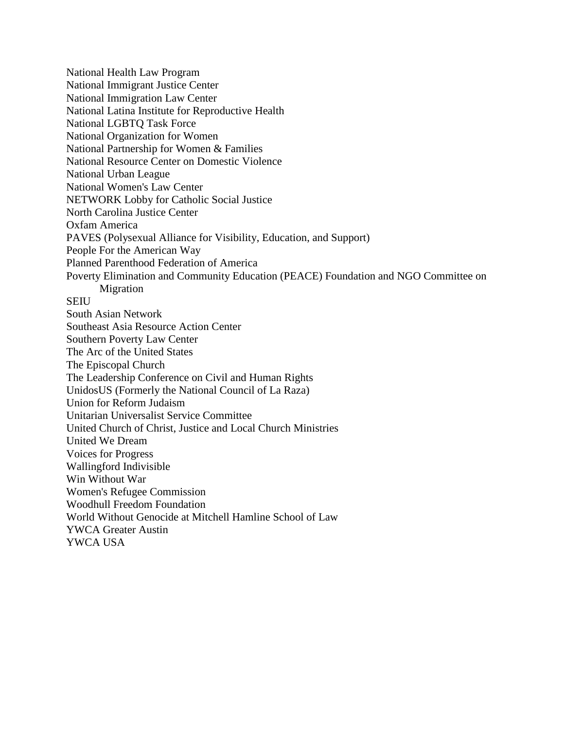National Health Law Program
National Immigrant Justice Center
National Immigration Law Center
National Latina Institute for Reproductive Health
National LGBTQ Task Force
National Organization for Women
National Partnership for Women & Families
National Resource Center on Domestic Violence
National Urban League
National Women's Law Center
NETWORK Lobby for Catholic Social Justice
North Carolina Justice Center
Oxfam America
PAVES (Polysexual Alliance for Visibility, Education, and Support)
People For the American Way
Planned Parenthood Federation of America
Poverty Elimination and Community Education (PEACE) Foundation and NGO Committee on Migration
SEIU
South Asian Network
Southeast Asia Resource Action Center
Southern Poverty Law Center
The Arc of the United States
The Episcopal Church
The Leadership Conference on Civil and Human Rights
UnidosUS (Formerly the National Council of La Raza)
Union for Reform Judaism
Unitarian Universalist Service Committee
United Church of Christ, Justice and Local Church Ministries
United We Dream
Voices for Progress
Wallingford Indivisible
Win Without War
Women's Refugee Commission
Woodhull Freedom Foundation
World Without Genocide at Mitchell Hamline School of Law
YWCA Greater Austin
YWCA USA